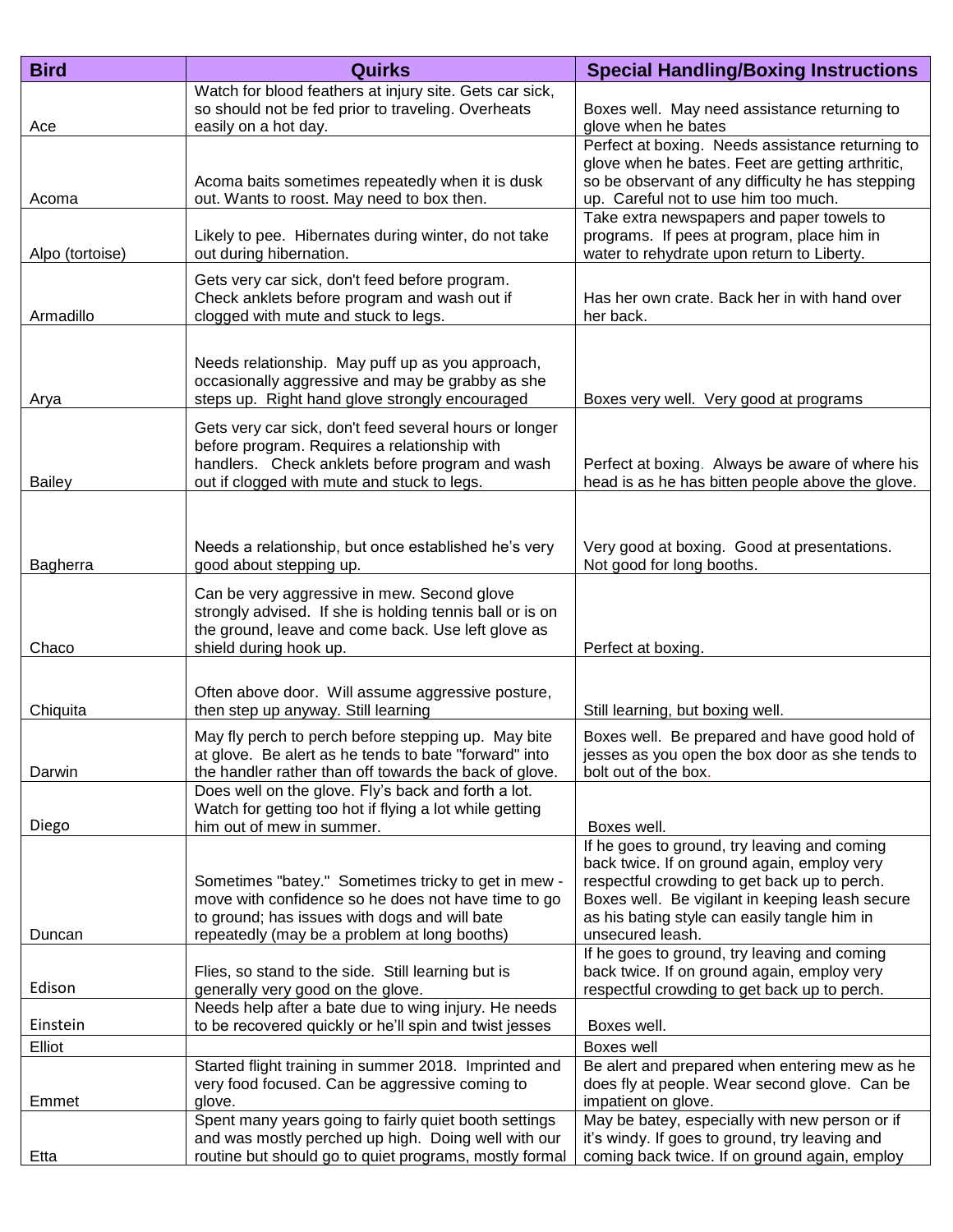| Bird | Quirks | Special Handling/Boxing Instructions |
| --- | --- | --- |
| Ace | Watch for blood feathers at injury site. Gets car sick, so should not be fed prior to traveling. Overheats easily on a hot day. | Boxes well. May need assistance returning to glove when he bates |
| Acoma | Acoma baits sometimes repeatedly when it is dusk out. Wants to roost. May need to box then. | Perfect at boxing. Needs assistance returning to glove when he bates. Feet are getting arthritic, so be observant of any difficulty he has stepping up. Careful not to use him too much. |
| Alpo (tortoise) | Likely to pee. Hibernates during winter, do not take out during hibernation. | Take extra newspapers and paper towels to programs. If pees at program, place him in water to rehydrate upon return to Liberty. |
| Armadillo | Gets very car sick, don't feed before program. Check anklets before program and wash out if clogged with mute and stuck to legs. | Has her own crate. Back her in with hand over her back. |
| Arya | Needs relationship. May puff up as you approach, occasionally aggressive and may be grabby as she steps up. Right hand glove strongly encouraged | Boxes very well. Very good at programs |
| Bailey | Gets very car sick, don't feed several hours or longer before program. Requires a relationship with handlers. Check anklets before program and wash out if clogged with mute and stuck to legs. | Perfect at boxing. Always be aware of where his head is as he has bitten people above the glove. |
| Bagherra | Needs a relationship, but once established he's very good about stepping up. | Very good at boxing. Good at presentations. Not good for long booths. |
| Chaco | Can be very aggressive in mew. Second glove strongly advised. If she is holding tennis ball or is on the ground, leave and come back. Use left glove as shield during hook up. | Perfect at boxing. |
| Chiquita | Often above door. Will assume aggressive posture, then step up anyway. Still learning | Still learning, but boxing well. |
| Darwin | May fly perch to perch before stepping up. May bite at glove. Be alert as he tends to bate "forward" into the handler rather than off towards the back of glove. | Boxes well. Be prepared and have good hold of jesses as you open the box door as she tends to bolt out of the box. |
| Diego | Does well on the glove. Fly's back and forth a lot. Watch for getting too hot if flying a lot while getting him out of mew in summer. | Boxes well. |
| Duncan | Sometimes "batey." Sometimes tricky to get in mew - move with confidence so he does not have time to go to ground; has issues with dogs and will bate repeatedly (may be a problem at long booths) | If he goes to ground, try leaving and coming back twice. If on ground again, employ very respectful crowding to get back up to perch. Boxes well. Be vigilant in keeping leash secure as his bating style can easily tangle him in unsecured leash. |
| Edison | Flies, so stand to the side. Still learning but is generally very good on the glove. | If he goes to ground, try leaving and coming back twice. If on ground again, employ very respectful crowding to get back up to perch. |
| Einstein | Needs help after a bate due to wing injury. He needs to be recovered quickly or he'll spin and twist jesses | Boxes well. |
| Elliot | | Boxes well |
| Emmet | Started flight training in summer 2018. Imprinted and very food focused. Can be aggressive coming to glove. | Be alert and prepared when entering mew as he does fly at people. Wear second glove. Can be impatient on glove. |
| Etta | Spent many years going to fairly quiet booth settings and was mostly perched up high. Doing well with our routine but should go to quiet programs, mostly formal | May be batey, especially with new person or if it's windy. If goes to ground, try leaving and coming back twice. If on ground again, employ |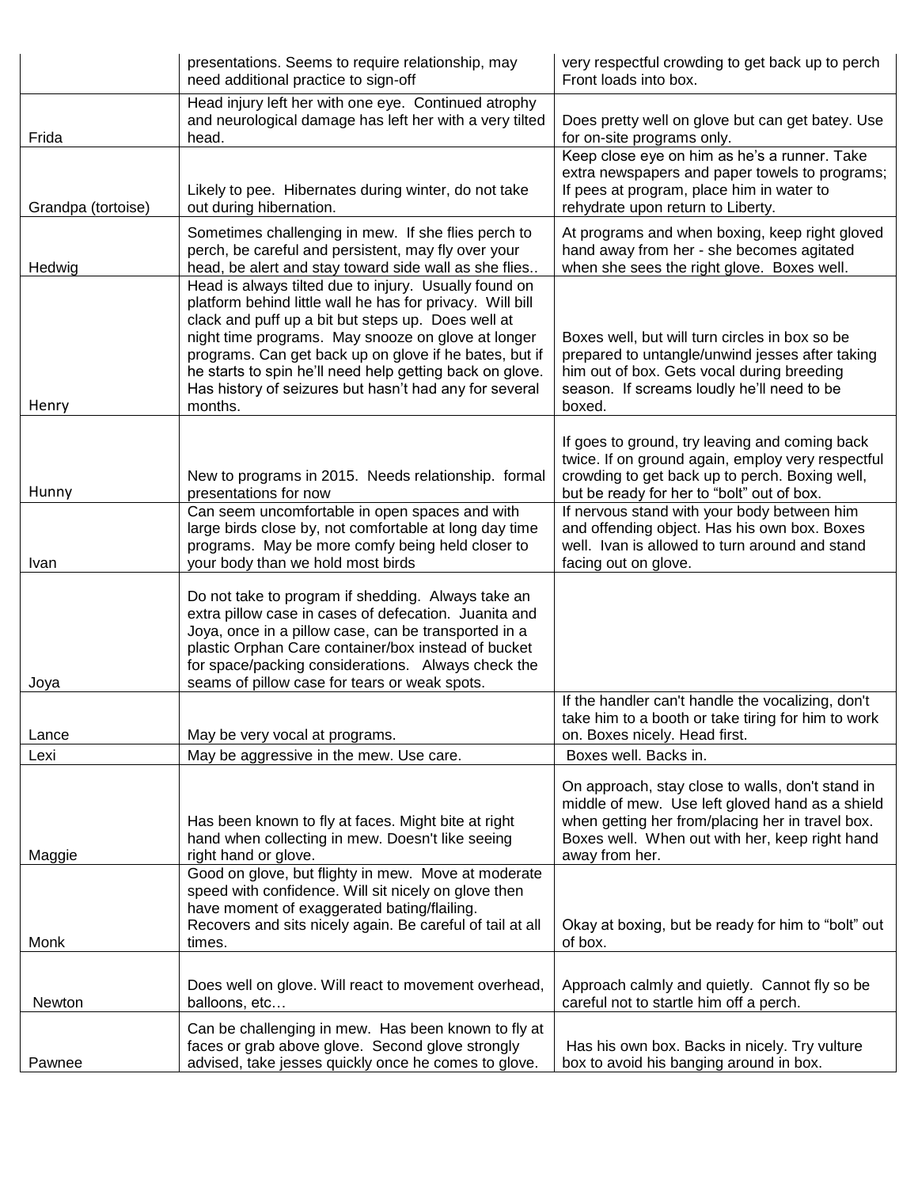| | | |
|---|---|---|
| | presentations. Seems to require relationship, may need additional practice to sign-off | very respectful crowding to get back up to perch Front loads into box. |
| Frida | Head injury left her with one eye. Continued atrophy and neurological damage has left her with a very tilted head. | Does pretty well on glove but can get batey. Use for on-site programs only. |
| Grandpa (tortoise) | Likely to pee. Hibernates during winter, do not take out during hibernation. | Keep close eye on him as he's a runner. Take extra newspapers and paper towels to programs; If pees at program, place him in water to rehydrate upon return to Liberty. |
| Hedwig | Sometimes challenging in mew. If she flies perch to perch, be careful and persistent, may fly over your head, be alert and stay toward side wall as she flies.. | At programs and when boxing, keep right gloved hand away from her - she becomes agitated when she sees the right glove. Boxes well. |
| Henry | Head is always tilted due to injury. Usually found on platform behind little wall he has for privacy. Will bill clack and puff up a bit but steps up. Does well at night time programs. May snooze on glove at longer programs. Can get back up on glove if he bates, but if he starts to spin he'll need help getting back on glove. Has history of seizures but hasn't had any for several months. | Boxes well, but will turn circles in box so be prepared to untangle/unwind jesses after taking him out of box. Gets vocal during breeding season. If screams loudly he'll need to be boxed. |
| Hunny | New to programs in 2015. Needs relationship. formal presentations for now | If goes to ground, try leaving and coming back twice. If on ground again, employ very respectful crowding to get back up to perch. Boxing well, but be ready for her to "bolt" out of box. |
| Ivan | Can seem uncomfortable in open spaces and with large birds close by, not comfortable at long day time programs. May be more comfy being held closer to your body than we hold most birds | If nervous stand with your body between him and offending object. Has his own box. Boxes well. Ivan is allowed to turn around and stand facing out on glove. |
| Joya | Do not take to program if shedding. Always take an extra pillow case in cases of defecation. Juanita and Joya, once in a pillow case, can be transported in a plastic Orphan Care container/box instead of bucket for space/packing considerations. Always check the seams of pillow case for tears or weak spots. | |
| Lance | May be very vocal at programs. | If the handler can't handle the vocalizing, don't take him to a booth or take tiring for him to work on. Boxes nicely. Head first. |
| Lexi | May be aggressive in the mew. Use care. | Boxes well. Backs in. |
| Maggie | Has been known to fly at faces. Might bite at right hand when collecting in mew. Doesn't like seeing right hand or glove. | On approach, stay close to walls, don't stand in middle of mew. Use left gloved hand as a shield when getting her from/placing her in travel box. Boxes well. When out with her, keep right hand away from her. |
| Monk | Good on glove, but flighty in mew. Move at moderate speed with confidence. Will sit nicely on glove then have moment of exaggerated bating/flailing. Recovers and sits nicely again. Be careful of tail at all times. | Okay at boxing, but be ready for him to "bolt" out of box. |
| Newton | Does well on glove. Will react to movement overhead, balloons, etc… | Approach calmly and quietly. Cannot fly so be careful not to startle him off a perch. |
| Pawnee | Can be challenging in mew. Has been known to fly at faces or grab above glove. Second glove strongly advised, take jesses quickly once he comes to glove. | Has his own box. Backs in nicely. Try vulture box to avoid his banging around in box. |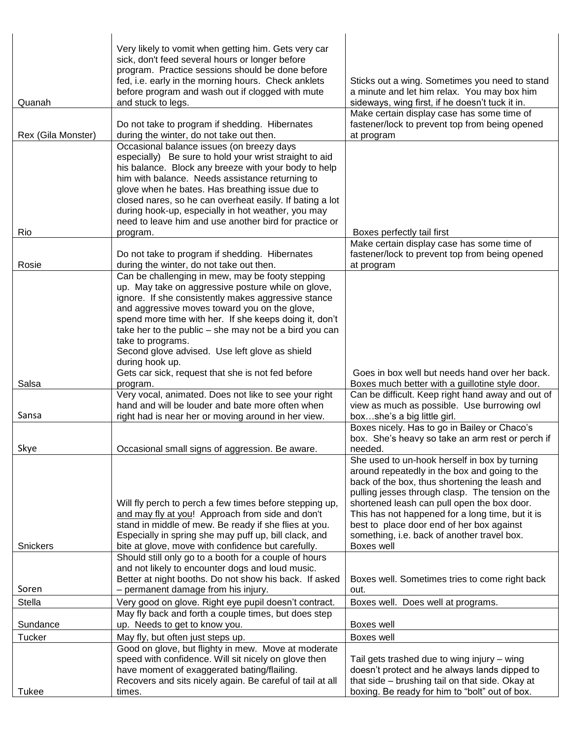| | | |
|---|---|---|
| Quanah | Very likely to vomit when getting him. Gets very car sick, don't feed several hours or longer before program. Practice sessions should be done before fed, i.e. early in the morning hours. Check anklets before program and wash out if clogged with mute and stuck to legs. | Sticks out a wing. Sometimes you need to stand a minute and let him relax. You may box him sideways, wing first, if he doesn't tuck it in. |
| Rex (Gila Monster) | Do not take to program if shedding. Hibernates during the winter, do not take out then. | Make certain display case has some time of fastener/lock to prevent top from being opened at program |
| Rio | Occasional balance issues (on breezy days especially) Be sure to hold your wrist straight to aid his balance. Block any breeze with your body to help him with balance. Needs assistance returning to glove when he bates. Has breathing issue due to closed nares, so he can overheat easily. If bating a lot during hook-up, especially in hot weather, you may need to leave him and use another bird for practice or program. | Boxes perfectly tail first |
| Rosie | Do not take to program if shedding. Hibernates during the winter, do not take out then. | Make certain display case has some time of fastener/lock to prevent top from being opened at program |
| Salsa | Can be challenging in mew, may be footy stepping up. May take on aggressive posture while on glove, ignore. If she consistently makes aggressive stance and aggressive moves toward you on the glove, spend more time with her. If she keeps doing it, don't take her to the public – she may not be a bird you can take to programs.<br>Second glove advised. Use left glove as shield during hook up.<br>Gets car sick, request that she is not fed before program. | Goes in box well but needs hand over her back. Boxes much better with a guillotine style door. |
| Sansa | Very vocal, animated. Does not like to see your right hand and will be louder and bate more often when right had is near her or moving around in her view. | Can be difficult. Keep right hand away and out of view as much as possible. Use burrowing owl box…she's a big little girl. |
| Skye | Occasional small signs of aggression. Be aware. | Boxes nicely. Has to go in Bailey or Chaco's box. She's heavy so take an arm rest or perch if needed. |
| Snickers | Will fly perch to perch a few times before stepping up, and may fly at you! Approach from side and don't stand in middle of mew. Be ready if she flies at you. Especially in spring she may puff up, bill clack, and bite at glove, move with confidence but carefully. | She used to un-hook herself in box by turning around repeatedly in the box and going to the back of the box, thus shortening the leash and pulling jesses through clasp. The tension on the shortened leash can pull open the box door. This has not happened for a long time, but it is best to place door end of her box against something, i.e. back of another travel box. Boxes well |
| Soren | Should still only go to a booth for a couple of hours and not likely to encounter dogs and loud music. Better at night booths. Do not show his back. If asked – permanent damage from his injury. | Boxes well. Sometimes tries to come right back out. |
| Stella | Very good on glove. Right eye pupil doesn't contract. | Boxes well. Does well at programs. |
| Sundance | May fly back and forth a couple times, but does step up. Needs to get to know you. | Boxes well |
| Tucker | May fly, but often just steps up. | Boxes well |
| Tukee | Good on glove, but flighty in mew. Move at moderate speed with confidence. Will sit nicely on glove then have moment of exaggerated bating/flailing. Recovers and sits nicely again. Be careful of tail at all times. | Tail gets trashed due to wing injury – wing doesn't protect and he always lands dipped to that side – brushing tail on that side. Okay at boxing. Be ready for him to "bolt" out of box. |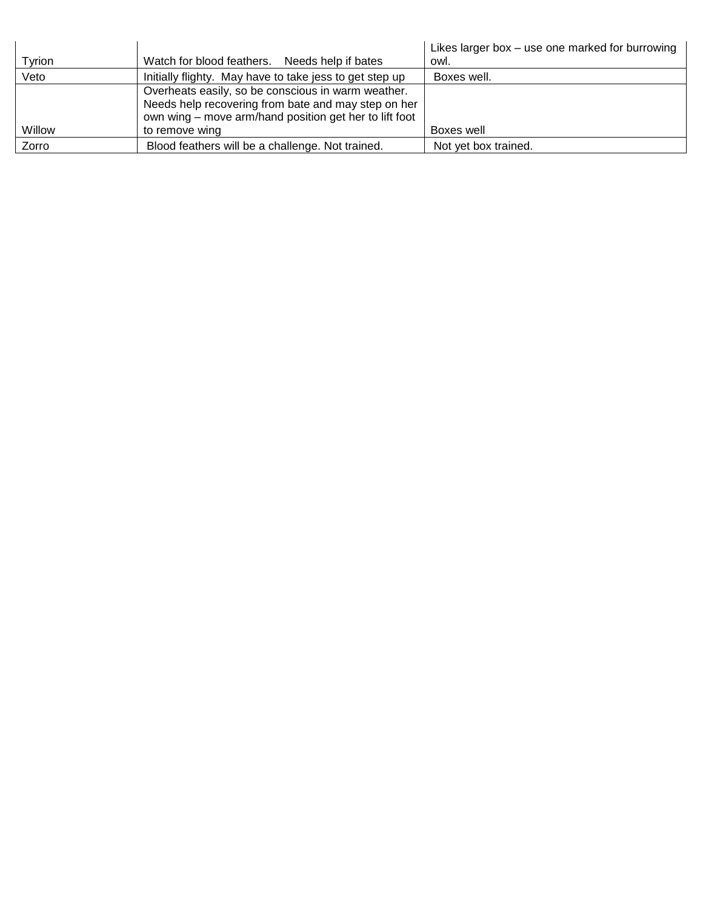| | | |
|---|---|---|
| Tyrion | Watch for blood feathers. Needs help if bates | Likes larger box – use one marked for burrowing owl. |
| Veto | Initially flighty. May have to take jess to get step up | Boxes well. |
| Willow | Overheats easily, so be conscious in warm weather. Needs help recovering from bate and may step on her own wing – move arm/hand position get her to lift foot to remove wing | Boxes well |
| Zorro | Blood feathers will be a challenge. Not trained. | Not yet box trained. |